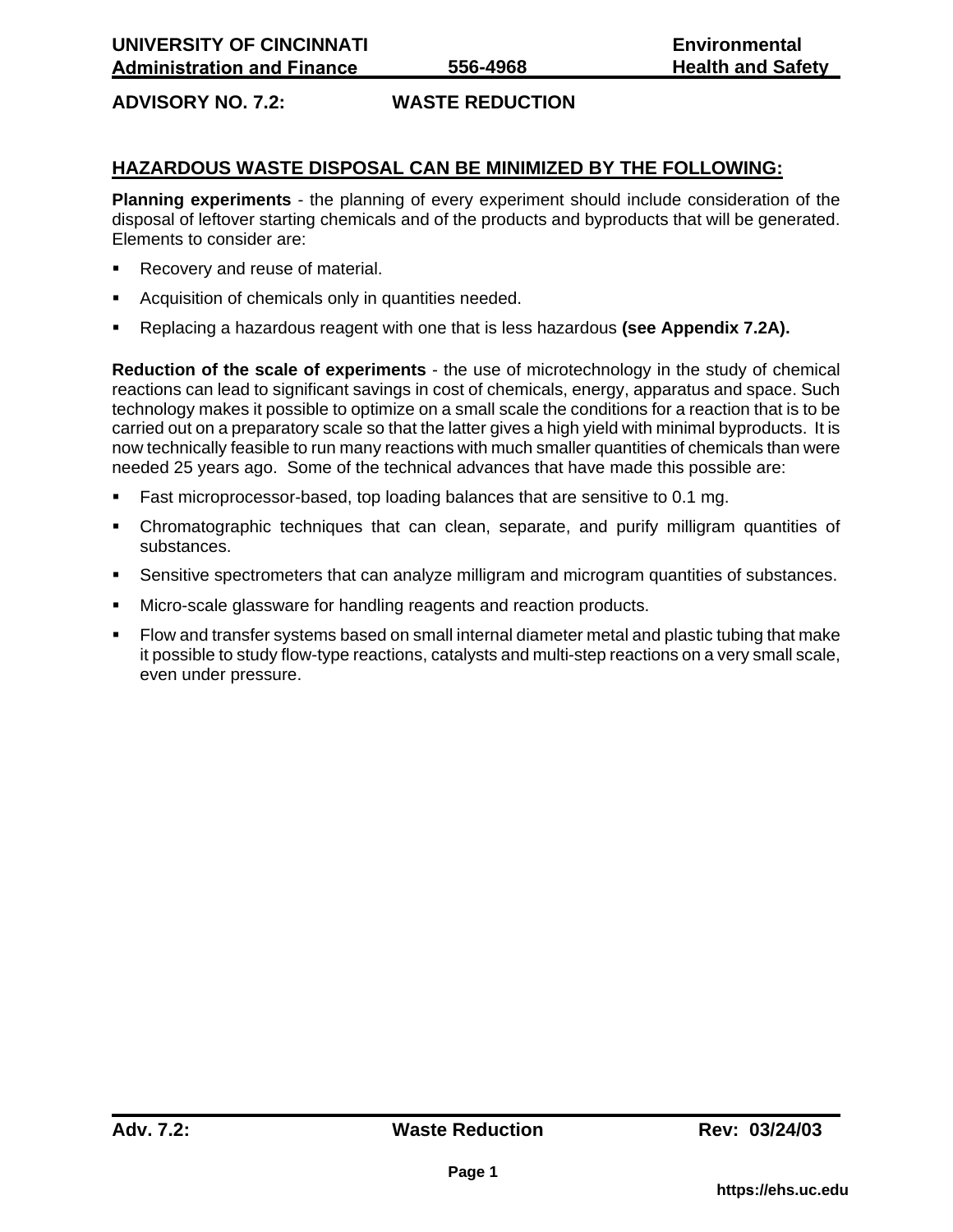UNIVERSITY OF CINCINNATI
Administration and Finance — 556-4968 — Environmental Health and Safety

# ADVISORY NO. 7.2: WASTE REDUCTION

## HAZARDOUS WASTE DISPOSAL CAN BE MINIMIZED BY THE FOLLOWING:

**Planning experiments** - the planning of every experiment should include consideration of the disposal of leftover starting chemicals and of the products and byproducts that will be generated. Elements to consider are:

- Recovery and reuse of material.
- Acquisition of chemicals only in quantities needed.
- Replacing a hazardous reagent with one that is less hazardous **(see Appendix 7.2A).**

**Reduction of the scale of experiments** - the use of microtechnology in the study of chemical reactions can lead to significant savings in cost of chemicals, energy, apparatus and space. Such technology makes it possible to optimize on a small scale the conditions for a reaction that is to be carried out on a preparatory scale so that the latter gives a high yield with minimal byproducts. It is now technically feasible to run many reactions with much smaller quantities of chemicals than were needed 25 years ago. Some of the technical advances that have made this possible are:

- Fast microprocessor-based, top loading balances that are sensitive to 0.1 mg.
- Chromatographic techniques that can clean, separate, and purify milligram quantities of substances.
- Sensitive spectrometers that can analyze milligram and microgram quantities of substances.
- Micro-scale glassware for handling reagents and reaction products.
- Flow and transfer systems based on small internal diameter metal and plastic tubing that make it possible to study flow-type reactions, catalysts and multi-step reactions on a very small scale, even under pressure.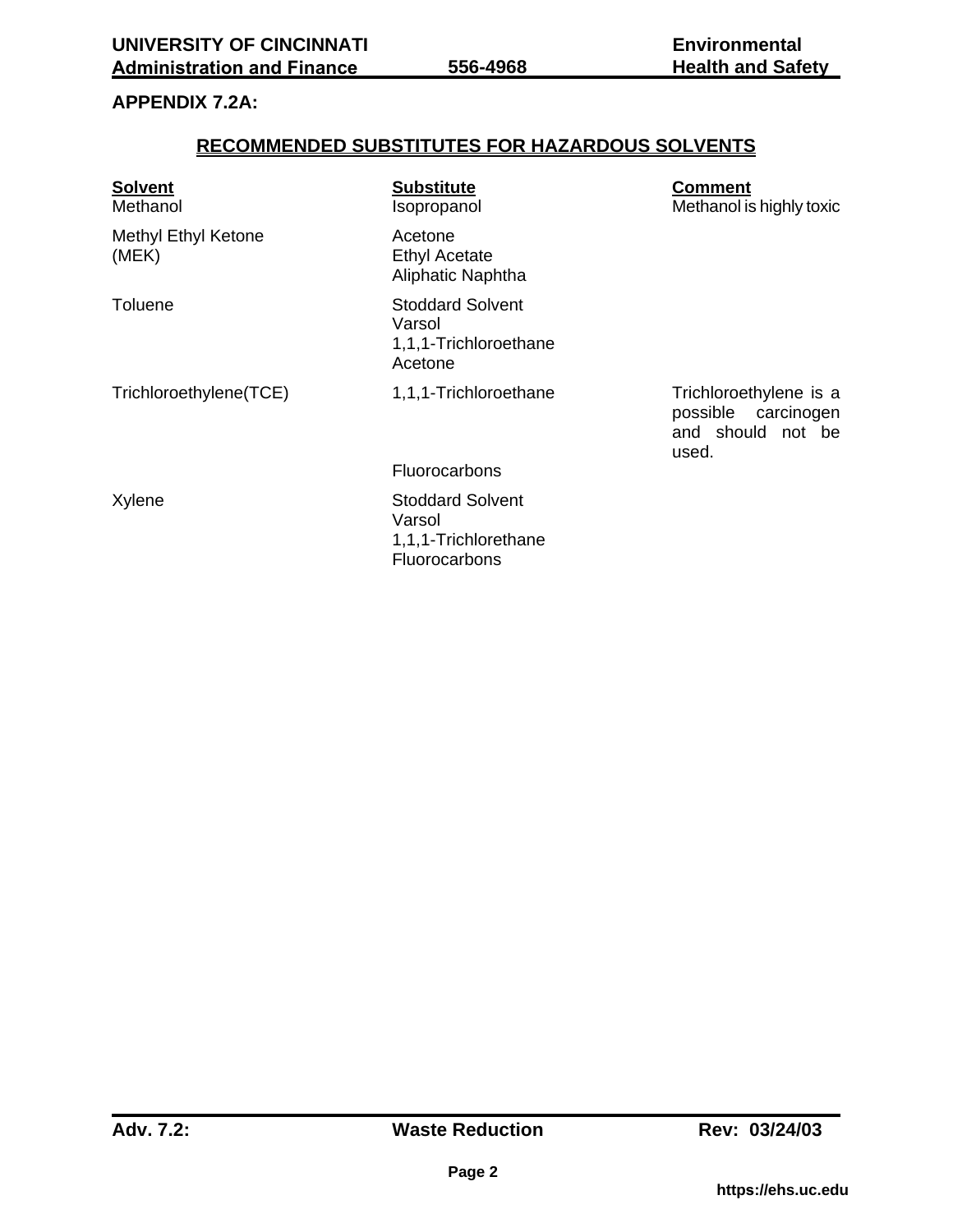**APPENDIX 7.2A:**

## RECOMMENDED SUBSTITUTES FOR HAZARDOUS SOLVENTS

| Solvent | Substitute | Comment |
|---|---|---|
| Methanol | Isopropanol | Methanol is highly toxic |
| Methyl Ethyl Ketone (MEK) | Acetone<br>Ethyl Acetate<br>Aliphatic Naphtha | |
| Toluene | Stoddard Solvent<br>Varsol<br>1,1,1-Trichloroethane<br>Acetone | |
| Trichloroethylene(TCE) | 1,1,1-Trichloroethane<br>Fluorocarbons | Trichloroethylene is a possible carcinogen and should not be used. |
| Xylene | Stoddard Solvent<br>Varsol<br>1,1,1-Trichlorethane<br>Fluorocarbons | |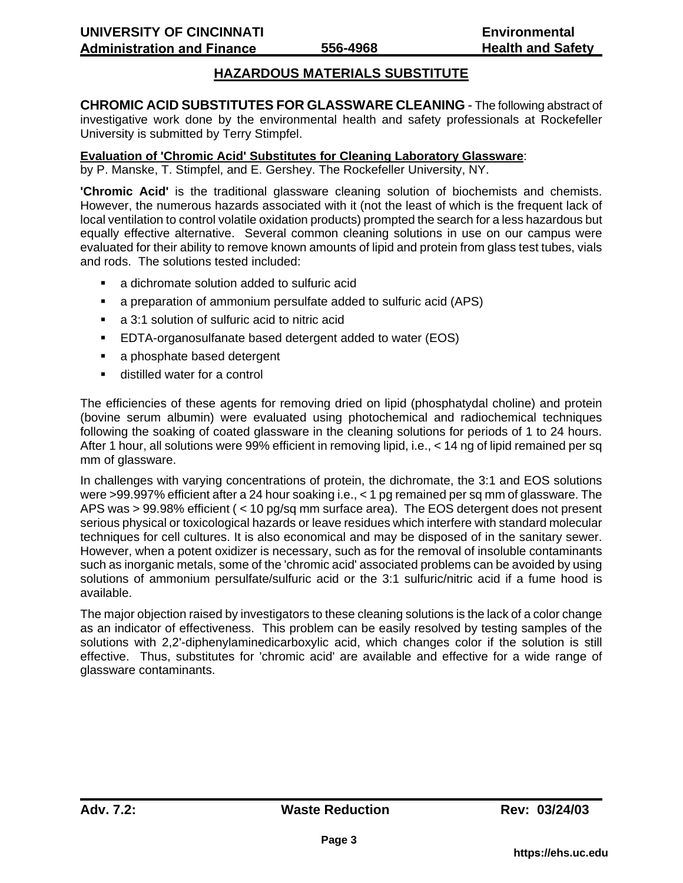## HAZARDOUS MATERIALS SUBSTITUTE

**CHROMIC ACID SUBSTITUTES FOR GLASSWARE CLEANING** - The following abstract of investigative work done by the environmental health and safety professionals at Rockefeller University is submitted by Terry Stimpfel.

**Evaluation of 'Chromic Acid' Substitutes for Cleaning Laboratory Glassware**:
by P. Manske, T. Stimpfel, and E. Gershey. The Rockefeller University, NY.

**'Chromic Acid'** is the traditional glassware cleaning solution of biochemists and chemists. However, the numerous hazards associated with it (not the least of which is the frequent lack of local ventilation to control volatile oxidation products) prompted the search for a less hazardous but equally effective alternative. Several common cleaning solutions in use on our campus were evaluated for their ability to remove known amounts of lipid and protein from glass test tubes, vials and rods. The solutions tested included:

- a dichromate solution added to sulfuric acid
- a preparation of ammonium persulfate added to sulfuric acid (APS)
- a 3:1 solution of sulfuric acid to nitric acid
- EDTA-organosulfanate based detergent added to water (EOS)
- a phosphate based detergent
- distilled water for a control

The efficiencies of these agents for removing dried on lipid (phosphatydal choline) and protein (bovine serum albumin) were evaluated using photochemical and radiochemical techniques following the soaking of coated glassware in the cleaning solutions for periods of 1 to 24 hours. After 1 hour, all solutions were 99% efficient in removing lipid, i.e., < 14 ng of lipid remained per sq mm of glassware.

In challenges with varying concentrations of protein, the dichromate, the 3:1 and EOS solutions were >99.997% efficient after a 24 hour soaking i.e., < 1 pg remained per sq mm of glassware. The APS was > 99.98% efficient ( < 10 pg/sq mm surface area). The EOS detergent does not present serious physical or toxicological hazards or leave residues which interfere with standard molecular techniques for cell cultures. It is also economical and may be disposed of in the sanitary sewer. However, when a potent oxidizer is necessary, such as for the removal of insoluble contaminants such as inorganic metals, some of the 'chromic acid' associated problems can be avoided by using solutions of ammonium persulfate/sulfuric acid or the 3:1 sulfuric/nitric acid if a fume hood is available.

The major objection raised by investigators to these cleaning solutions is the lack of a color change as an indicator of effectiveness. This problem can be easily resolved by testing samples of the solutions with 2,2'-diphenylaminedicarboxylic acid, which changes color if the solution is still effective. Thus, substitutes for 'chromic acid' are available and effective for a wide range of glassware contaminants.